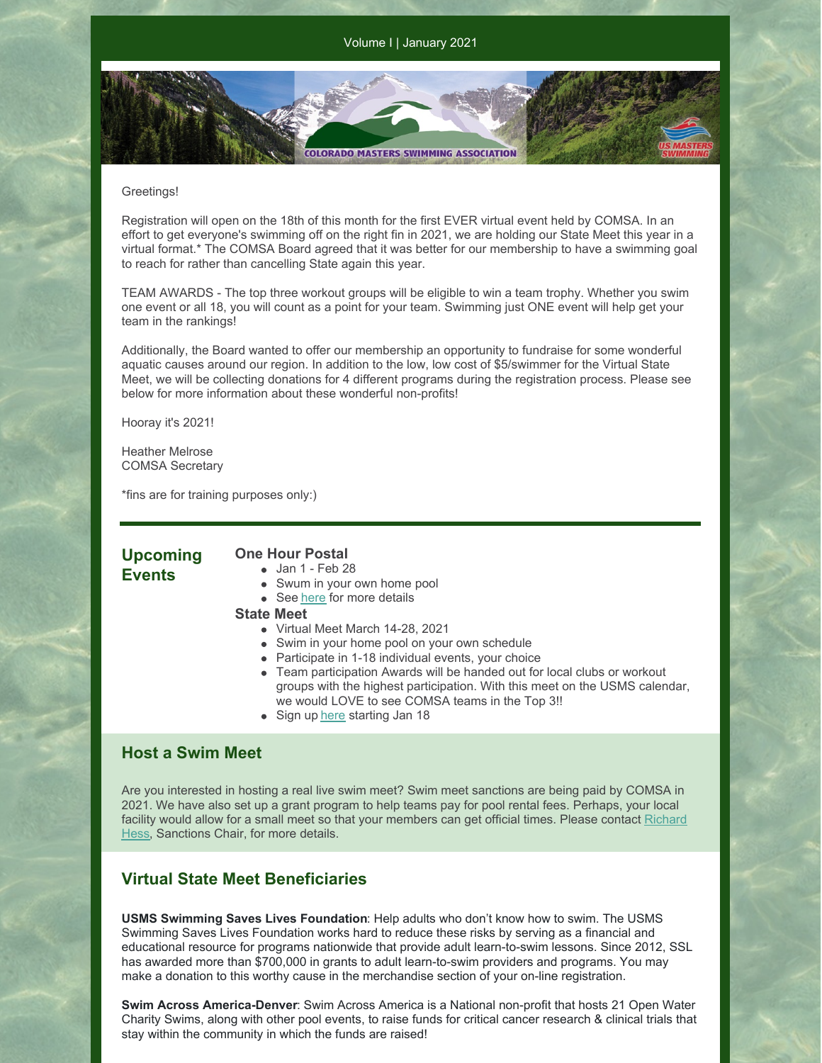Volume I | January 2021

Greetings!

Registration will open on the 18th of this month for the first EVER virtual event held by COMSA. In an effort to get everyone's swimming off on the right fin in 2021, we are holding our State Meet this year in a virtual format.* The COMSA Board agreed that it was better for our membership to have a swimming goal to reach for rather than cancelling State again this year.

TEAM AWARDS - The top three workout groups will be eligible to win a team trophy. Whether you swim one event or all 18, you will count as a point for your team. Swimming just ONE event will help get your team in the rankings!

Additionally, the Board wanted to offer our membership an opportunity to fundraise for some wonderful aquatic causes around our region. In addition to the low, low cost of $5/swimmer for the Virtual State Meet, we will be collecting donations for 4 different programs during the registration process. Please see below for more information about these wonderful non-profits!

Hooray it's 2021!

Heather Melrose
COMSA Secretary

*fins are for training purposes only:)

## Upcoming Events

### One Hour Postal

- Jan 1 - Feb 28
- Swum in your own home pool
- See here for more details

### State Meet

- Virtual Meet March 14-28, 2021
- Swim in your home pool on your own schedule
- Participate in 1-18 individual events, your choice
- Team participation Awards will be handed out for local clubs or workout groups with the highest participation. With this meet on the USMS calendar, we would LOVE to see COMSA teams in the Top 3!!
- Sign up here starting Jan 18

## Host a Swim Meet

Are you interested in hosting a real live swim meet? Swim meet sanctions are being paid by COMSA in 2021. We have also set up a grant program to help teams pay for pool rental fees. Perhaps, your local facility would allow for a small meet so that your members can get official times. Please contact Richard Hess, Sanctions Chair, for more details.

## Virtual State Meet Beneficiaries

**USMS Swimming Saves Lives Foundation**: Help adults who don't know how to swim. The USMS Swimming Saves Lives Foundation works hard to reduce these risks by serving as a financial and educational resource for programs nationwide that provide adult learn-to-swim lessons. Since 2012, SSL has awarded more than $700,000 in grants to adult learn-to-swim providers and programs. You may make a donation to this worthy cause in the merchandise section of your on-line registration.

**Swim Across America-Denver**: Swim Across America is a National non-profit that hosts 21 Open Water Charity Swims, along with other pool events, to raise funds for critical cancer research & clinical trials that stay within the community in which the funds are raised!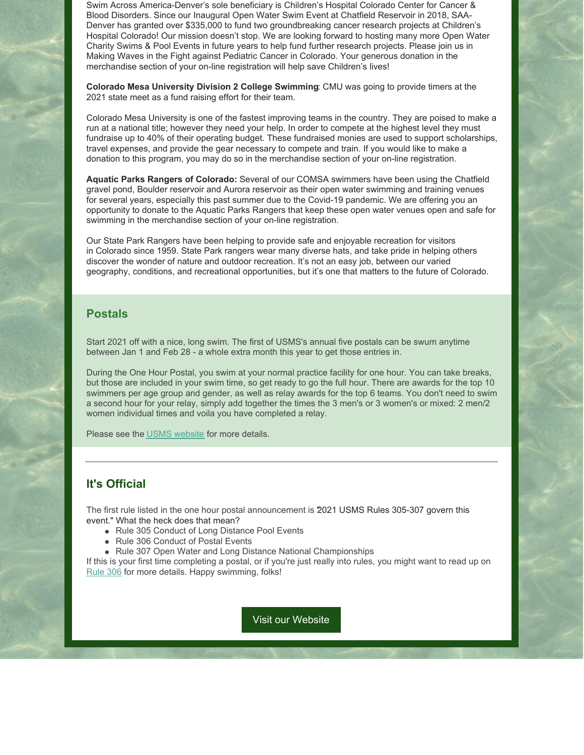Swim Across America-Denver's sole beneficiary is Children's Hospital Colorado Center for Cancer & Blood Disorders. Since our Inaugural Open Water Swim Event at Chatfield Reservoir in 2018, SAA-Denver has granted over $335,000 to fund two groundbreaking cancer research projects at Children's Hospital Colorado! Our mission doesn't stop. We are looking forward to hosting many more Open Water Charity Swims & Pool Events in future years to help fund further research projects. Please join us in Making Waves in the Fight against Pediatric Cancer in Colorado. Your generous donation in the merchandise section of your on-line registration will help save Children's lives!

**Colorado Mesa University Division 2 College Swimming**: CMU was going to provide timers at the 2021 state meet as a fund raising effort for their team.

Colorado Mesa University is one of the fastest improving teams in the country. They are poised to make a run at a national title; however they need your help. In order to compete at the highest level they must fundraise up to 40% of their operating budget. These fundraised monies are used to support scholarships, travel expenses, and provide the gear necessary to compete and train. If you would like to make a donation to this program, you may do so in the merchandise section of your on-line registration.

**Aquatic Parks Rangers of Colorado:** Several of our COMSA swimmers have been using the Chatfield gravel pond, Boulder reservoir and Aurora reservoir as their open water swimming and training venues for several years, especially this past summer due to the Covid-19 pandemic. We are offering you an opportunity to donate to the Aquatic Parks Rangers that keep these open water venues open and safe for swimming in the merchandise section of your on-line registration.

Our State Park Rangers have been helping to provide safe and enjoyable recreation for visitors in Colorado since 1959. State Park rangers wear many diverse hats, and take pride in helping others discover the wonder of nature and outdoor recreation. It's not an easy job, between our varied geography, conditions, and recreational opportunities, but it's one that matters to the future of Colorado.

## Postals

Start 2021 off with a nice, long swim. The first of USMS's annual five postals can be swum anytime between Jan 1 and Feb 28 - a whole extra month this year to get those entries in.

During the One Hour Postal, you swim at your normal practice facility for one hour. You can take breaks, but those are included in your swim time, so get ready to go the full hour. There are awards for the top 10 swimmers per age group and gender, as well as relay awards for the top 6 teams. You don't need to swim a second hour for your relay, simply add together the times the 3 men's or 3 women's or mixed: 2 men/2 women individual times and voila you have completed a relay.

Please see the USMS website for more details.

---

## It's Official

The first rule listed in the one hour postal announcement is "2021 USMS Rules 305-307 govern this event." What the heck does that mean?

- Rule 305 Conduct of Long Distance Pool Events
- Rule 306 Conduct of Postal Events
- Rule 307 Open Water and Long Distance National Championships

If this is your first time completing a postal, or if you're just really into rules, you might want to read up on Rule 306 for more details. Happy swimming, folks!

Visit our Website